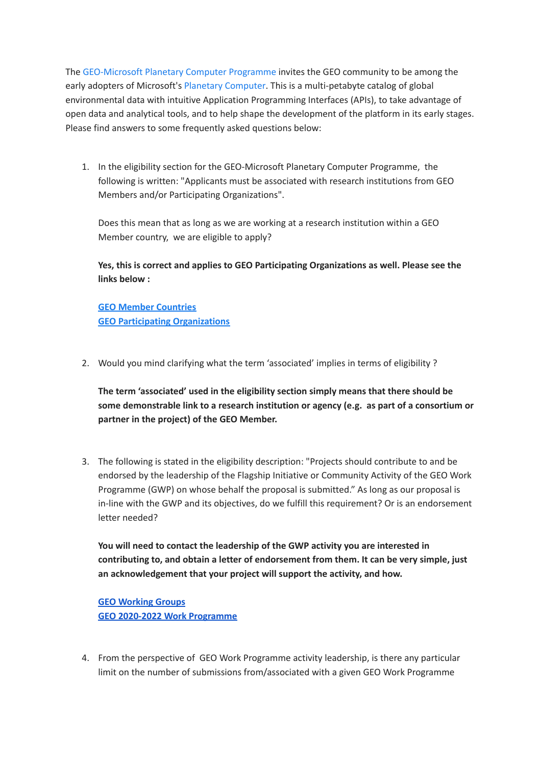The GEO-Microsoft Planetary Computer Programme invites the GEO community to be among the early adopters of Microsoft's Planetary Computer. This is a multi-petabyte catalog of global environmental data with intuitive Application Programming Interfaces (APIs), to take advantage of open data and analytical tools, and to help shape the development of the platform in its early stages. Please find answers to some frequently asked questions below:

1. In the eligibility section for the GEO-Microsoft Planetary Computer Programme, the following is written: "Applicants must be associated with research institutions from GEO Members and/or Participating Organizations".

   Does this mean that as long as we are working at a research institution within a GEO Member country, we are eligible to apply?

   **Yes, this is correct and applies to GEO Participating Organizations as well. Please see the links below :**

   **GEO Member Countries**
   **GEO Participating Organizations**

2. Would you mind clarifying what the term 'associated' implies in terms of eligibility ?

   **The term 'associated' used in the eligibility section simply means that there should be some demonstrable link to a research institution or agency (e.g. as part of a consortium or partner in the project) of the GEO Member.**

3. The following is stated in the eligibility description: "Projects should contribute to and be endorsed by the leadership of the Flagship Initiative or Community Activity of the GEO Work Programme (GWP) on whose behalf the proposal is submitted." As long as our proposal is in-line with the GWP and its objectives, do we fulfill this requirement? Or is an endorsement letter needed?

   **You will need to contact the leadership of the GWP activity you are interested in contributing to, and obtain a letter of endorsement from them. It can be very simple, just an acknowledgement that your project will support the activity, and how.**

   **GEO Working Groups**
   **GEO 2020-2022 Work Programme**

4. From the perspective of GEO Work Programme activity leadership, is there any particular limit on the number of submissions from/associated with a given GEO Work Programme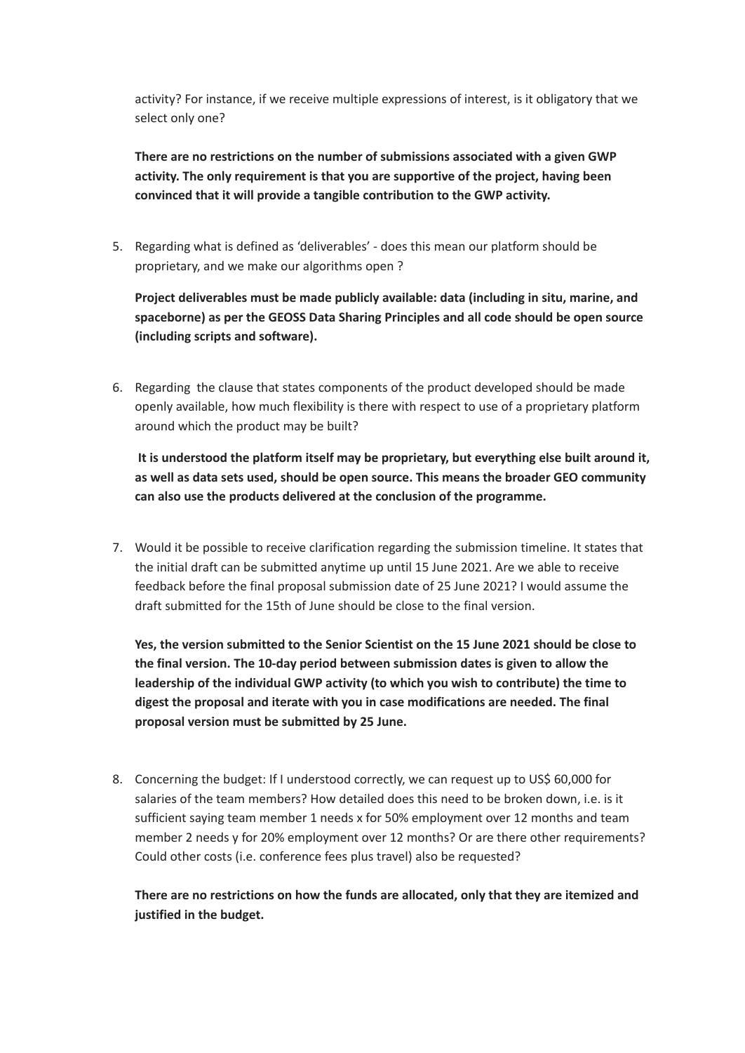activity? For instance, if we receive multiple expressions of interest, is it obligatory that we select only one?

**There are no restrictions on the number of submissions associated with a given GWP activity. The only requirement is that you are supportive of the project, having been convinced that it will provide a tangible contribution to the GWP activity.**

5. Regarding what is defined as 'deliverables' - does this mean our platform should be proprietary, and we make our algorithms open ?

   **Project deliverables must be made publicly available: data (including in situ, marine, and spaceborne) as per the GEOSS Data Sharing Principles and all code should be open source (including scripts and software).**

6. Regarding the clause that states components of the product developed should be made openly available, how much flexibility is there with respect to use of a proprietary platform around which the product may be built?

   **It is understood the platform itself may be proprietary, but everything else built around it, as well as data sets used, should be open source. This means the broader GEO community can also use the products delivered at the conclusion of the programme.**

7. Would it be possible to receive clarification regarding the submission timeline. It states that the initial draft can be submitted anytime up until 15 June 2021. Are we able to receive feedback before the final proposal submission date of 25 June 2021? I would assume the draft submitted for the 15th of June should be close to the final version.

   **Yes, the version submitted to the Senior Scientist on the 15 June 2021 should be close to the final version. The 10-day period between submission dates is given to allow the leadership of the individual GWP activity (to which you wish to contribute) the time to digest the proposal and iterate with you in case modifications are needed. The final proposal version must be submitted by 25 June.**

8. Concerning the budget: If I understood correctly, we can request up to US$ 60,000 for salaries of the team members? How detailed does this need to be broken down, i.e. is it sufficient saying team member 1 needs x for 50% employment over 12 months and team member 2 needs y for 20% employment over 12 months? Or are there other requirements? Could other costs (i.e. conference fees plus travel) also be requested?

   **There are no restrictions on how the funds are allocated, only that they are itemized and justified in the budget.**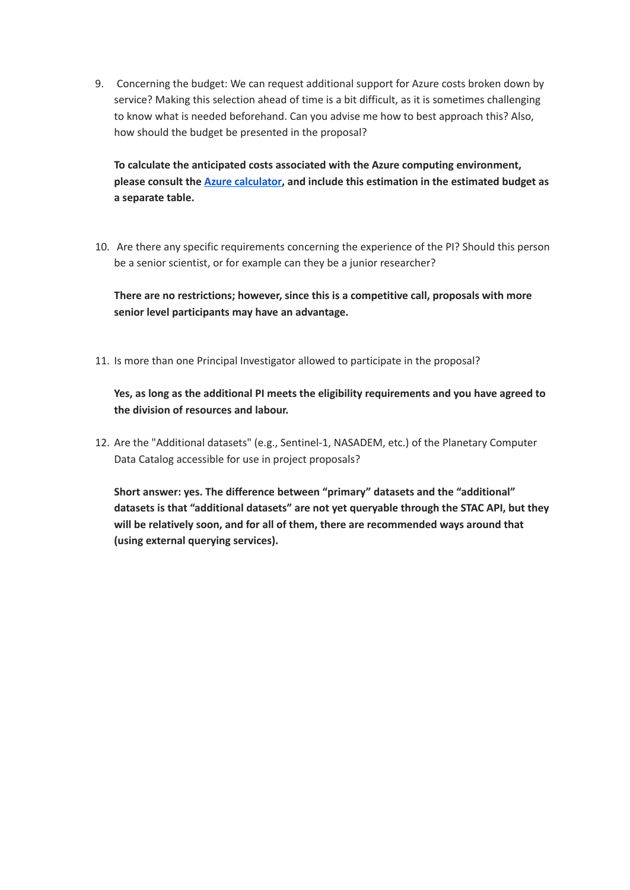9. Concerning the budget: We can request additional support for Azure costs broken down by service? Making this selection ahead of time is a bit difficult, as it is sometimes challenging to know what is needed beforehand. Can you advise me how to best approach this? Also, how should the budget be presented in the proposal?

   **To calculate the anticipated costs associated with the Azure computing environment, please consult the Azure calculator, and include this estimation in the estimated budget as a separate table.**

10. Are there any specific requirements concerning the experience of the PI? Should this person be a senior scientist, or for example can they be a junior researcher?

    **There are no restrictions; however, since this is a competitive call, proposals with more senior level participants may have an advantage.**

11. Is more than one Principal Investigator allowed to participate in the proposal?

    **Yes, as long as the additional PI meets the eligibility requirements and you have agreed to the division of resources and labour.**

12. Are the "Additional datasets" (e.g., Sentinel-1, NASADEM, etc.) of the Planetary Computer Data Catalog accessible for use in project proposals?

    **Short answer: yes. The difference between "primary" datasets and the "additional" datasets is that "additional datasets" are not yet queryable through the STAC API, but they will be relatively soon, and for all of them, there are recommended ways around that (using external querying services).**